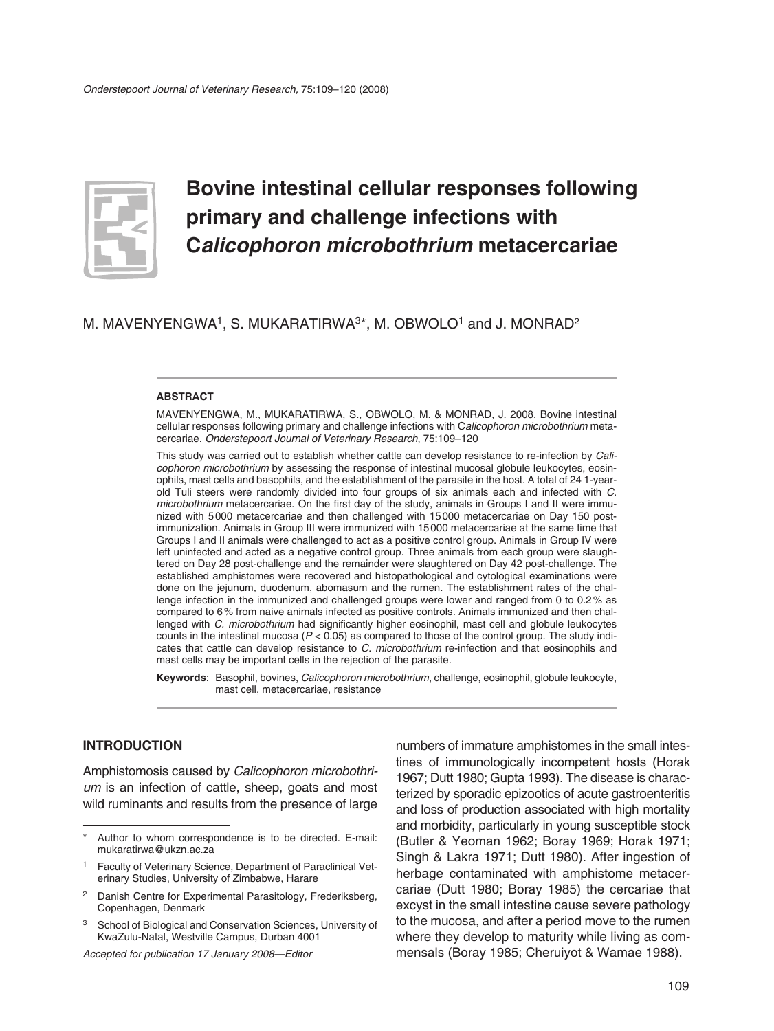# Bovine intestinal cellular responses following primary and challenge infections with C*alicophoron microbothrium* metacercariae

M. MAVENYENGWA[1], S. MUKARATIRWA[3]*, M. OBWOLO[1] and J. MONRAD[2]

**ABSTRACT**

MAVENYENGWA, M., MUKARATIRWA, S., OBWOLO, M. & MONRAD, J. 2008. Bovine intestinal cellular responses following primary and challenge infections with C*alicophoron microbothrium* metacercariae. *Onderstepoort Journal of Veterinary Research*, 75:109–120

This study was carried out to establish whether cattle can develop resistance to re-infection by *Calicophoron microbothrium* by assessing the response of intestinal mucosal globule leukocytes, eosinophils, mast cells and basophils, and the establishment of the parasite in the host. A total of 24 1-year-old Tuli steers were randomly divided into four groups of six animals each and infected with *C. microbothrium* metacercariae. On the first day of the study, animals in Groups I and II were immunized with 5000 metacercariae and then challenged with 15000 metacercariae on Day 150 post-immunization. Animals in Group III were immunized with 15000 metacercariae at the same time that Groups I and II animals were challenged to act as a positive control group. Animals in Group IV were left uninfected and acted as a negative control group. Three animals from each group were slaughtered on Day 28 post-challenge and the remainder were slaughtered on Day 42 post-challenge. The established amphistomes were recovered and histopathological and cytological examinations were done on the jejunum, duodenum, abomasum and the rumen. The establishment rates of the challenge infection in the immunized and challenged groups were lower and ranged from 0 to 0.2% as compared to 6% from naive animals infected as positive controls. Animals immunized and then challenged with *C. microbothrium* had significantly higher eosinophil, mast cell and globule leukocytes counts in the intestinal mucosa ($P < 0.05$) as compared to those of the control group. The study indicates that cattle can develop resistance to *C. microbothrium* re-infection and that eosinophils and mast cells may be important cells in the rejection of the parasite.

**Keywords**: Basophil, bovines, *Calicophoron microbothrium*, challenge, eosinophil, globule leukocyte, mast cell, metacercariae, resistance

\* Author to whom correspondence is to be directed. E-mail: mukaratirwa@ukzn.ac.za

[1] Faculty of Veterinary Science, Department of Paraclinical Veterinary Studies, University of Zimbabwe, Harare

[2] Danish Centre for Experimental Parasitology, Frederiksberg, Copenhagen, Denmark

[3] School of Biological and Conservation Sciences, University of KwaZulu-Natal, Westville Campus, Durban 4001

*Accepted for publication 17 January 2008—Editor*

## INTRODUCTION

Amphistomosis caused by *Calicophoron microbothrium* is an infection of cattle, sheep, goats and most wild ruminants and results from the presence of large numbers of immature amphistomes in the small intestines of immunologically incompetent hosts (Horak 1967; Dutt 1980; Gupta 1993). The disease is characterized by sporadic epizootics of acute gastroenteritis and loss of production associated with high mortality and morbidity, particularly in young susceptible stock (Butler & Yeoman 1962; Boray 1969; Horak 1971; Singh & Lakra 1971; Dutt 1980). After ingestion of herbage contaminated with amphistome metacercariae (Dutt 1980; Boray 1985) the cercariae that excyst in the small intestine cause severe pathology to the mucosa, and after a period move to the rumen where they develop to maturity while living as commensals (Boray 1985; Cheruiyot & Wamae 1988).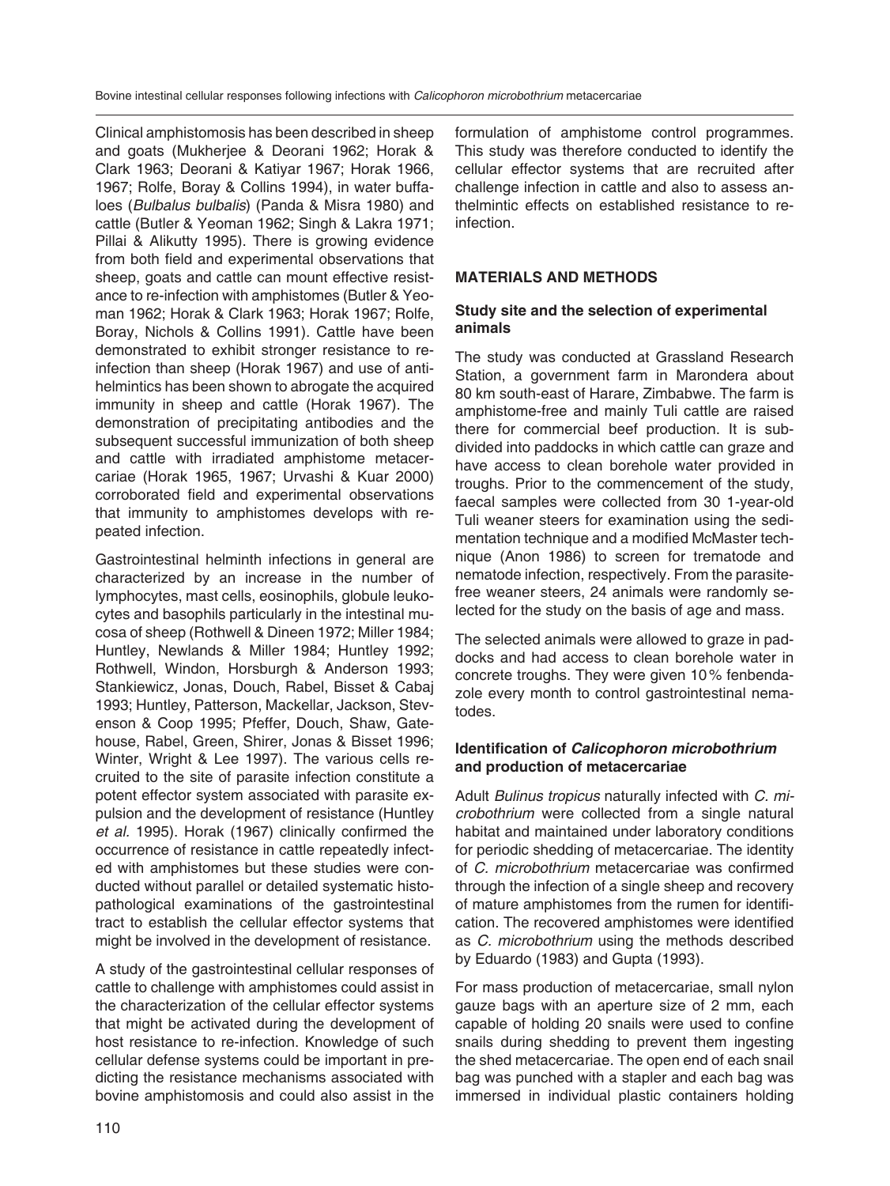Clinical amphistomosis has been described in sheep and goats (Mukherjee & Deorani 1962; Horak & Clark 1963; Deorani & Katiyar 1967; Horak 1966, 1967; Rolfe, Boray & Collins 1994), in water buffaloes (*Bulbalus bulbalis*) (Panda & Misra 1980) and cattle (Butler & Yeoman 1962; Singh & Lakra 1971; Pillai & Alikutty 1995). There is growing evidence from both field and experimental observations that sheep, goats and cattle can mount effective resistance to re-infection with amphistomes (Butler & Yeoman 1962; Horak & Clark 1963; Horak 1967; Rolfe, Boray, Nichols & Collins 1991). Cattle have been demonstrated to exhibit stronger resistance to re-infection than sheep (Horak 1967) and use of anti-helmintics has been shown to abrogate the acquired immunity in sheep and cattle (Horak 1967). The demonstration of precipitating antibodies and the subsequent successful immunization of both sheep and cattle with irradiated amphistome metacercariae (Horak 1965, 1967; Urvashi & Kuar 2000) corroborated field and experimental observations that immunity to amphistomes develops with repeated infection.

Gastrointestinal helminth infections in general are characterized by an increase in the number of lymphocytes, mast cells, eosinophils, globule leukocytes and basophils particularly in the intestinal mucosa of sheep (Rothwell & Dineen 1972; Miller 1984; Huntley, Newlands & Miller 1984; Huntley 1992; Rothwell, Windon, Horsburgh & Anderson 1993; Stankiewicz, Jonas, Douch, Rabel, Bisset & Cabaj 1993; Huntley, Patterson, Mackellar, Jackson, Stevenson & Coop 1995; Pfeffer, Douch, Shaw, Gatehouse, Rabel, Green, Shirer, Jonas & Bisset 1996; Winter, Wright & Lee 1997). The various cells recruited to the site of parasite infection constitute a potent effector system associated with parasite expulsion and the development of resistance (Huntley *et al.* 1995). Horak (1967) clinically confirmed the occurrence of resistance in cattle repeatedly infected with amphistomes but these studies were conducted without parallel or detailed systematic histopathological examinations of the gastrointestinal tract to establish the cellular effector systems that might be involved in the development of resistance.

A study of the gastrointestinal cellular responses of cattle to challenge with amphistomes could assist in the characterization of the cellular effector systems that might be activated during the development of host resistance to re-infection. Knowledge of such cellular defense systems could be important in predicting the resistance mechanisms associated with bovine amphistomosis and could also assist in the formulation of amphistome control programmes. This study was therefore conducted to identify the cellular effector systems that are recruited after challenge infection in cattle and also to assess anthelmintic effects on established resistance to re-infection.

## MATERIALS AND METHODS

### Study site and the selection of experimental animals

The study was conducted at Grassland Research Station, a government farm in Marondera about 80 km south-east of Harare, Zimbabwe. The farm is amphistome-free and mainly Tuli cattle are raised there for commercial beef production. It is subdivided into paddocks in which cattle can graze and have access to clean borehole water provided in troughs. Prior to the commencement of the study, faecal samples were collected from 30 1-year-old Tuli weaner steers for examination using the sedimentation technique and a modified McMaster technique (Anon 1986) to screen for trematode and nematode infection, respectively. From the parasite-free weaner steers, 24 animals were randomly selected for the study on the basis of age and mass.

The selected animals were allowed to graze in paddocks and had access to clean borehole water in concrete troughs. They were given 10 % fenbendazole every month to control gastrointestinal nematodes.

### Identification of *Calicophoron microbothrium* and production of metacercariae

Adult *Bulinus tropicus* naturally infected with *C. microbothrium* were collected from a single natural habitat and maintained under laboratory conditions for periodic shedding of metacercariae. The identity of *C. microbothrium* metacercariae was confirmed through the infection of a single sheep and recovery of mature amphistomes from the rumen for identification. The recovered amphistomes were identified as *C. microbothrium* using the methods described by Eduardo (1983) and Gupta (1993).

For mass production of metacercariae, small nylon gauze bags with an aperture size of 2 mm, each capable of holding 20 snails were used to confine snails during shedding to prevent them ingesting the shed metacercariae. The open end of each snail bag was punched with a stapler and each bag was immersed in individual plastic containers holding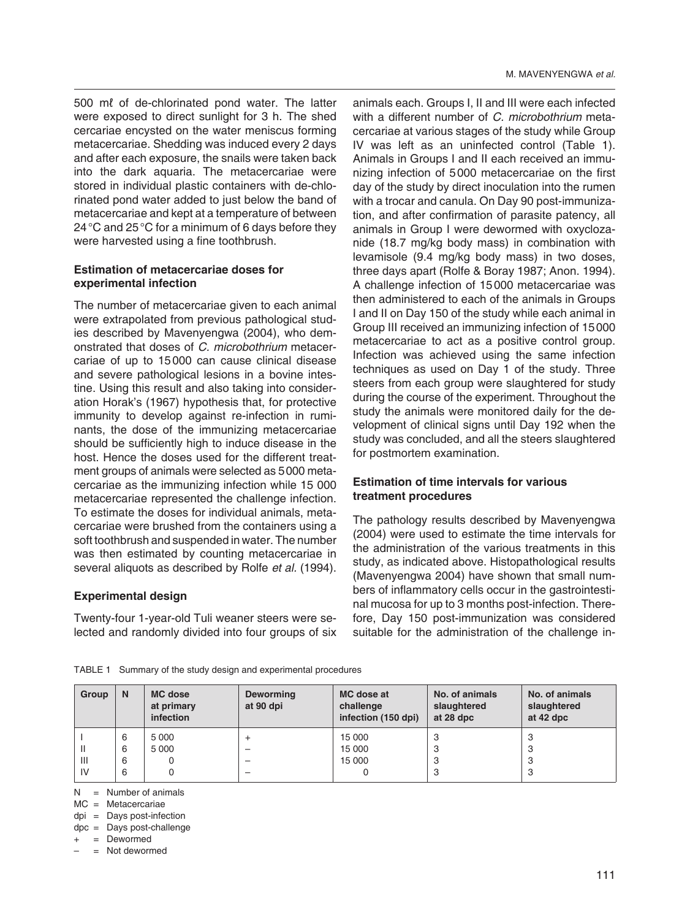500 mℓ of de-chlorinated pond water. The latter were exposed to direct sunlight for 3 h. The shed cercariae encysted on the water meniscus forming metacercariae. Shedding was induced every 2 days and after each exposure, the snails were taken back into the dark aquaria. The metacercariae were stored in individual plastic containers with de-chlorinated pond water added to just below the band of metacercariae and kept at a temperature of between 24 °C and 25 °C for a minimum of 6 days before they were harvested using a fine toothbrush.

### Estimation of metacercariae doses for experimental infection

The number of metacercariae given to each animal were extrapolated from previous pathological studies described by Mavenyengwa (2004), who demonstrated that doses of *C. microbothrium* metacercariae of up to 15 000 can cause clinical disease and severe pathological lesions in a bovine intestine. Using this result and also taking into consideration Horak's (1967) hypothesis that, for protective immunity to develop against re-infection in ruminants, the dose of the immunizing metacercariae should be sufficiently high to induce disease in the host. Hence the doses used for the different treatment groups of animals were selected as 5 000 metacercariae as the immunizing infection while 15 000 metacercariae represented the challenge infection. To estimate the doses for individual animals, metacercariae were brushed from the containers using a soft toothbrush and suspended in water. The number was then estimated by counting metacercariae in several aliquots as described by Rolfe *et al.* (1994).

### Experimental design

Twenty-four 1-year-old Tuli weaner steers were selected and randomly divided into four groups of six animals each. Groups I, II and III were each infected with a different number of *C. microbothrium* metacercariae at various stages of the study while Group IV was left as an uninfected control (Table 1). Animals in Groups I and II each received an immunizing infection of 5 000 metacercariae on the first day of the study by direct inoculation into the rumen with a trocar and canula. On Day 90 post-immunization, and after confirmation of parasite patency, all animals in Group I were dewormed with oxyclozanide (18.7 mg/kg body mass) in combination with levamisole (9.4 mg/kg body mass) in two doses, three days apart (Rolfe & Boray 1987; Anon. 1994). A challenge infection of 15 000 metacercariae was then administered to each of the animals in Groups I and II on Day 150 of the study while each animal in Group III received an immunizing infection of 15 000 metacercariae to act as a positive control group. Infection was achieved using the same infection techniques as used on Day 1 of the study. Three steers from each group were slaughtered for study during the course of the experiment. Throughout the study the animals were monitored daily for the development of clinical signs until Day 192 when the study was concluded, and all the steers slaughtered for postmortem examination.

### Estimation of time intervals for various treatment procedures

The pathology results described by Mavenyengwa (2004) were used to estimate the time intervals for the administration of the various treatments in this study, as indicated above. Histopathological results (Mavenyengwa 2004) have shown that small numbers of inflammatory cells occur in the gastrointestinal mucosa for up to 3 months post-infection. Therefore, Day 150 post-immunization was considered suitable for the administration of the challenge in-

TABLE 1 Summary of the study design and experimental procedures

| Group | N | MC dose at primary infection | Deworming at 90 dpi | MC dose at challenge infection (150 dpi) | No. of animals slaughtered at 28 dpc | No. of animals slaughtered at 42 dpc |
|---|---|---|---|---|---|---|
| I | 6 | 5 000 | + | 15 000 | 3 | 3 |
| II | 6 | 5 000 | – | 15 000 | 3 | 3 |
| III | 6 | 0 | – | 15 000 | 3 | 3 |
| IV | 6 | 0 | – | 0 | 3 | 3 |

N = Number of animals
MC = Metacercariae
dpi = Days post-infection
dpc = Days post-challenge
\+ = Dewormed
– = Not dewormed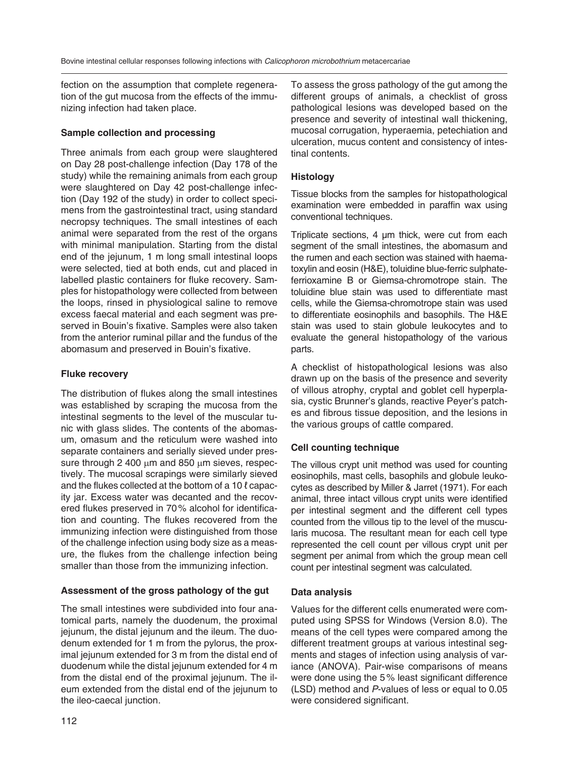fection on the assumption that complete regeneration of the gut mucosa from the effects of the immunizing infection had taken place.

### Sample collection and processing

Three animals from each group were slaughtered on Day 28 post-challenge infection (Day 178 of the study) while the remaining animals from each group were slaughtered on Day 42 post-challenge infection (Day 192 of the study) in order to collect specimens from the gastrointestinal tract, using standard necropsy techniques. The small intestines of each animal were separated from the rest of the organs with minimal manipulation. Starting from the distal end of the jejunum, 1 m long small intestinal loops were selected, tied at both ends, cut and placed in labelled plastic containers for fluke recovery. Samples for histopathology were collected from between the loops, rinsed in physiological saline to remove excess faecal material and each segment was preserved in Bouin's fixative. Samples were also taken from the anterior ruminal pillar and the fundus of the abomasum and preserved in Bouin's fixative.

### Fluke recovery

The distribution of flukes along the small intestines was established by scraping the mucosa from the intestinal segments to the level of the muscular tunic with glass slides. The contents of the abomasum, omasum and the reticulum were washed into separate containers and serially sieved under pressure through 2 400 μm and 850 μm sieves, respectively. The mucosal scrapings were similarly sieved and the flukes collected at the bottom of a 10 ℓ capacity jar. Excess water was decanted and the recovered flukes preserved in 70 % alcohol for identification and counting. The flukes recovered from the immunizing infection were distinguished from those of the challenge infection using body size as a measure, the flukes from the challenge infection being smaller than those from the immunizing infection.

### Assessment of the gross pathology of the gut

The small intestines were subdivided into four anatomical parts, namely the duodenum, the proximal jejunum, the distal jejunum and the ileum. The duodenum extended for 1 m from the pylorus, the proximal jejunum extended for 3 m from the distal end of duodenum while the distal jejunum extended for 4 m from the distal end of the proximal jejunum. The ileum extended from the distal end of the jejunum to the ileo-caecal junction.

To assess the gross pathology of the gut among the different groups of animals, a checklist of gross pathological lesions was developed based on the presence and severity of intestinal wall thickening, mucosal corrugation, hyperaemia, petechiation and ulceration, mucus content and consistency of intestinal contents.

### Histology

Tissue blocks from the samples for histopathological examination were embedded in paraffin wax using conventional techniques.

Triplicate sections, 4 μm thick, were cut from each segment of the small intestines, the abomasum and the rumen and each section was stained with haematoxylin and eosin (H&E), toluidine blue-ferric sulphate-ferrioxamine B or Giemsa-chromotrope stain. The toluidine blue stain was used to differentiate mast cells, while the Giemsa-chromotrope stain was used to differentiate eosinophils and basophils. The H&E stain was used to stain globule leukocytes and to evaluate the general histopathology of the various parts.

A checklist of histopathological lesions was also drawn up on the basis of the presence and severity of villous atrophy, cryptal and goblet cell hyperplasia, cystic Brunner's glands, reactive Peyer's patches and fibrous tissue deposition, and the lesions in the various groups of cattle compared.

### Cell counting technique

The villous crypt unit method was used for counting eosinophils, mast cells, basophils and globule leukocytes as described by Miller & Jarret (1971). For each animal, three intact villous crypt units were identified per intestinal segment and the different cell types counted from the villous tip to the level of the muscularis mucosa. The resultant mean for each cell type represented the cell count per villous crypt unit per segment per animal from which the group mean cell count per intestinal segment was calculated.

### Data analysis

Values for the different cells enumerated were computed using SPSS for Windows (Version 8.0). The means of the cell types were compared among the different treatment groups at various intestinal segments and stages of infection using analysis of variance (ANOVA). Pair-wise comparisons of means were done using the 5 % least significant difference (LSD) method and *P*-values of less or equal to 0.05 were considered significant.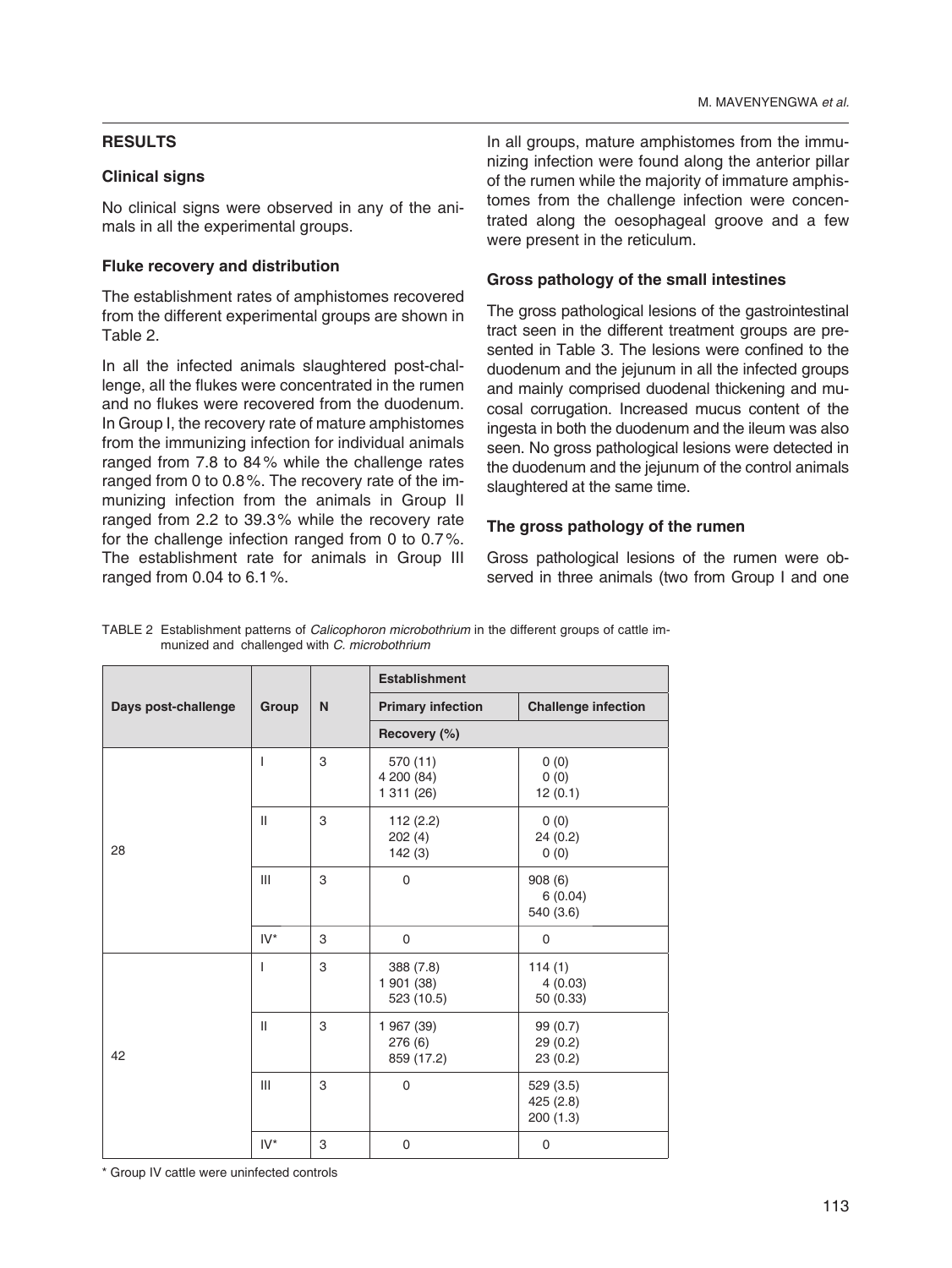## RESULTS

### Clinical signs

No clinical signs were observed in any of the animals in all the experimental groups.

### Fluke recovery and distribution

The establishment rates of amphistomes recovered from the different experimental groups are shown in Table 2.

In all the infected animals slaughtered post-challenge, all the flukes were concentrated in the rumen and no flukes were recovered from the duodenum. In Group I, the recovery rate of mature amphistomes from the immunizing infection for individual animals ranged from 7.8 to 84% while the challenge rates ranged from 0 to 0.8%. The recovery rate of the immunizing infection from the animals in Group II ranged from 2.2 to 39.3% while the recovery rate for the challenge infection ranged from 0 to 0.7%. The establishment rate for animals in Group III ranged from 0.04 to 6.1%.

In all groups, mature amphistomes from the immunizing infection were found along the anterior pillar of the rumen while the majority of immature amphistomes from the challenge infection were concentrated along the oesophageal groove and a few were present in the reticulum.

### Gross pathology of the small intestines

The gross pathological lesions of the gastrointestinal tract seen in the different treatment groups are presented in Table 3. The lesions were confined to the duodenum and the jejunum in all the infected groups and mainly comprised duodenal thickening and mucosal corrugation. Increased mucus content of the ingesta in both the duodenum and the ileum was also seen. No gross pathological lesions were detected in the duodenum and the jejunum of the control animals slaughtered at the same time.

### The gross pathology of the rumen

Gross pathological lesions of the rumen were observed in three animals (two from Group I and one

TABLE 2 Establishment patterns of *Calicophoron microbothrium* in the different groups of cattle immunized and challenged with *C. microbothrium*

| Days post-challenge | Group | N | Establishment | |
|---|---|---|---|---|
| | | | Primary infection | Challenge infection |
| | | | Recovery (%) | |
| 28 | I | 3 | 570 (11)<br>4 200 (84)<br>1 311 (26) | 0 (0)<br>0 (0)<br>12 (0.1) |
| | II | 3 | 112 (2.2)<br>202 (4)<br>142 (3) | 0 (0)<br>24 (0.2)<br>0 (0) |
| | III | 3 | 0 | 908 (6)<br>6 (0.04)<br>540 (3.6) |
| | IV* | 3 | 0 | 0 |
| 42 | I | 3 | 388 (7.8)<br>1 901 (38)<br>523 (10.5) | 114 (1)<br>4 (0.03)<br>50 (0.33) |
| | II | 3 | 1 967 (39)<br>276 (6)<br>859 (17.2) | 99 (0.7)<br>29 (0.2)<br>23 (0.2) |
| | III | 3 | 0 | 529 (3.5)<br>425 (2.8)<br>200 (1.3) |
| | IV* | 3 | 0 | 0 |

\* Group IV cattle were uninfected controls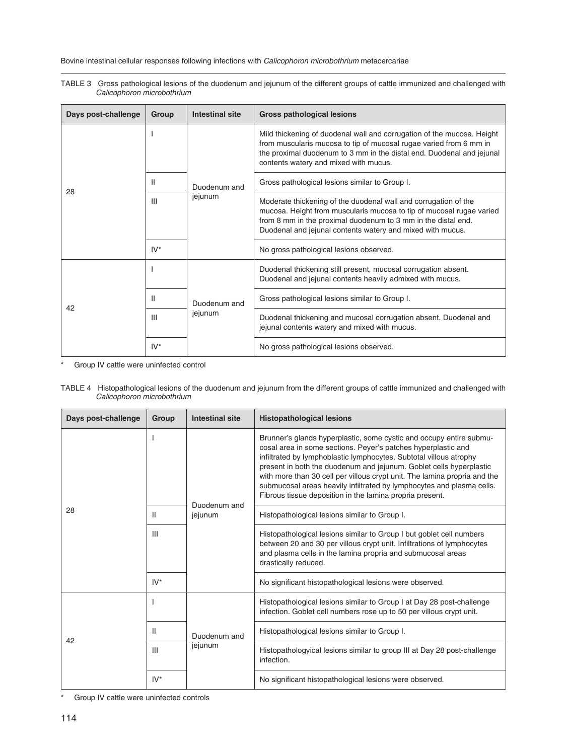TABLE 3 Gross pathological lesions of the duodenum and jejunum of the different groups of cattle immunized and challenged with *Calicophoron microbothrium*

| Days post-challenge | Group | Intestinal site | Gross pathological lesions |
|---|---|---|---|
| 28 | I | Duodenum and jejunum | Mild thickening of duodenal wall and corrugation of the mucosa. Height from muscularis mucosa to tip of mucosal rugae varied from 6 mm in the proximal duodenum to 3 mm in the distal end. Duodenal and jejunal contents watery and mixed with mucus. |
| | II | | Gross pathological lesions similar to Group I. |
| | III | | Moderate thickening of the duodenal wall and corrugation of the mucosa. Height from muscularis mucosa to tip of mucosal rugae varied from 8 mm in the proximal duodenum to 3 mm in the distal end. Duodenal and jejunal contents watery and mixed with mucus. |
| | IV* | | No gross pathological lesions observed. |
| 42 | I | Duodenum and jejunum | Duodenal thickening still present, mucosal corrugation absent. Duodenal and jejunal contents heavily admixed with mucus. |
| | II | | Gross pathological lesions similar to Group I. |
| | III | | Duodenal thickening and mucosal corrugation absent. Duodenal and jejunal contents watery and mixed with mucus. |
| | IV* | | No gross pathological lesions observed. |

\* Group IV cattle were uninfected control

TABLE 4 Histopathological lesions of the duodenum and jejunum from the different groups of cattle immunized and challenged with *Calicophoron microbothrium*

| Days post-challenge | Group | Intestinal site | Histopathological lesions |
|---|---|---|---|
| 28 | I | Duodenum and jejunum | Brunner's glands hyperplastic, some cystic and occupy entire submucosal area in some sections. Peyer's patches hyperplastic and infiltrated by lymphoblastic lymphocytes. Subtotal villous atrophy present in both the duodenum and jejunum. Goblet cells hyperplastic with more than 30 cell per villous crypt unit. The lamina propria and the submucosal areas heavily infiltrated by lymphocytes and plasma cells. Fibrous tissue deposition in the lamina propria present. |
| | II | | Histopathological lesions similar to Group I. |
| | III | | Histopathological lesions similar to Group I but goblet cell numbers between 20 and 30 per villous crypt unit. Infiltrations of lymphocytes and plasma cells in the lamina propria and submucosal areas drastically reduced. |
| | IV* | | No significant histopathological lesions were observed. |
| 42 | I | Duodenum and jejunum | Histopathological lesions similar to Group I at Day 28 post-challenge infection. Goblet cell numbers rose up to 50 per villous crypt unit. |
| | II | | Histopathological lesions similar to Group I. |
| | III | | Histopathologyical lesions similar to group III at Day 28 post-challenge infection. |
| | IV* | | No significant histopathological lesions were observed. |

\* Group IV cattle were uninfected controls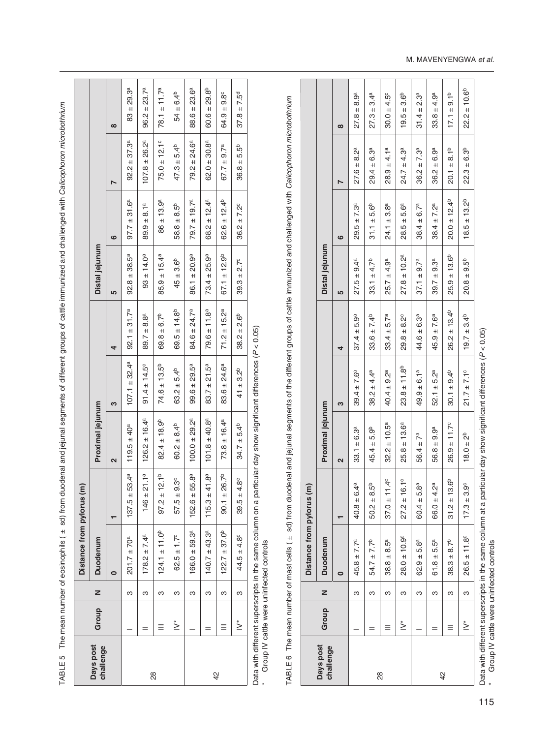TABLE 5 The mean number of eosinophils ( ± sd) from duodenal and jejunal segments of different groups of cattle immunized and challenged with *Calicophoron microbothrium*

| Days post challenge | Group | N | Distance from pylorus (m) | | | | | | | | |
|---|---|---|---|---|---|---|---|---|---|---|---|
| | | | Duodenum | | Proximal jejunum | | | Distal jejunum | | | |
| | | | 0 | 1 | 2 | 3 | 4 | 5 | 6 | 7 | 8 |
| 28 | I | 3 | 201.7 ± 70[a] | 137.5 ± 53.4[a] | 119.5 ± 40[a] | 107.1 ± 32.4[a] | 92.1 ± 31.7[a] | 92.8 ± 38.5[a] | 97.7 ± 31.6[a] | 92.2 ± 37.3[a] | 83 ± 29.3[a] |
| | II | 3 | 178.2 ± 7.4[a] | 146 ± 21.1[a] | 126.2 ± 16.4[a] | 91.4 ± 14.5[c] | 89.7 ± 8.8[a] | 93 ± 14.0[a] | 89.9 ± 8.1[a] | 107.8 ± 26.2[a] | 96.2 ± 23.7[a] |
| | III | 3 | 124.1 ± 11.0[b] | 97.2 ± 12.1[b] | 82.4 ± 18.9[b] | 74.6 ± 13.5[b] | 69.8 ± 6.7[b] | 85.9 ± 15.4[a] | 86 ± 13.9[a] | 75.0 ± 12.1[c] | 78.1 ± 11.7[a] |
| | IV* | 3 | 62.5 ± 1.7[c] | 57.5 ± 9.3[c] | 60.2 ± 8.4[b] | 63.2 ± 5.4[b] | 69.5 ± 14.8[b] | 45 ± 3.6[b] | 58.8 ± 8.5[b] | 47.3 ± 5.4[b] | 54 ± 6.4[b] |
| 42 | I | 3 | 166.0 ± 59.3[a] | 152.6 ± 55.8[a] | 100.0 ± 29.2[a] | 99.6 ± 29.5[a] | 84.6 ± 24.7[a] | 86.1 ± 20.9[a] | 79.7 ± 19.7[a] | 79.2 ± 24.6[a] | 88.6 ± 23.6[a] |
| | II | 3 | 140.7 ± 43.3[a] | 115.3 ± 41.8[a] | 101.8 ± 40.8[a] | 83.7 ± 21.5[a] | 79.6 ± 11.8[a] | 73.4 ± 25.9[a] | 68.2 ± 12.4[a] | 62.0 ± 30.8[a] | 60.6 ± 29.8[b] |
| | III | 3 | 122.7 ± 37.0[b] | 90.1 ± 26.7[b] | 73.8 ± 16.4[a] | 83.6 ± 24.6[a] | 71.2 ± 15.2[a] | 67.1 ± 12.9[b] | 62.6 ± 12.4[b] | 67.7 ± 9.7[a] | 64.9 ± 9.8[c] |
| | IV* | 3 | 44.5 ± 4.8[c] | 39.5 ± 4.8[c] | 34.7 ± 5.4[b] | 41 ± 3.2[b] | 38.2 ± 2.6[b] | 39.3 ± 2.7[c] | 36.2 ± 7.2[c] | 36.8 ± 5.5[b] | 37.8 ± 7.5[d] |

Data with different superscripts in the same column on a particular day show significant differences ($P < 0.05$)
\* Group IV cattle were uninfected controls

TABLE 6 The mean number of mast cells ( ± sd) from duodenal and jejunal segments of the different groups of cattle immunized and challenged with *Calicophoron microbothrium*

| Days post challenge | Group | N | Distance from pylorus (m) | | | | | | | | |
|---|---|---|---|---|---|---|---|---|---|---|---|
| | | | Duodenum | | Proximal jejunum | | | Distal jejunum | | | |
| | | | 0 | 1 | 2 | 3 | 4 | 5 | 6 | 7 | 8 |
| 28 | I | 3 | 45.8 ± 7.7[a] | 40.8 ± 6.4[a] | 33.1 ± 6.3[a] | 39.4 ± 7.6[a] | 37.4 ± 5.9[a] | 27.5 ± 9.4[a] | 29.5 ± 7.3[a] | 27.6 ± 8.2[a] | 27.8 ± 8.9[a] |
| | II | 3 | 54.7 ± 7.7[b] | 50.2 ± 8.5[b] | 45.4 ± 5.9[b] | 38.2 ± 4.4[a] | 33.6 ± 7.4[b] | 33.1 ± 4.7[b] | 31.1 ± 5.6[b] | 29.4 ± 6.3[a] | 27.3 ± 3.4[a] |
| | III | 3 | 38.8 ± 8.5[a] | 37.0 ± 11.4[c] | 32.2 ± 10.5[a] | 40.4 ± 9.2[a] | 33.4 ± 5.7[a] | 25.7 ± 4.9[a] | 24.1 ± 3.8[a] | 28.9 ± 4.1[a] | 30.0 ± 4.5[c] |
| | IV* | 3 | 28.0 ± 10.9[c] | 27.2 ± 16.1[c] | 25.8 ± 13.6[a] | 23.8 ± 11.8[b] | 29.8 ± 8.2[c] | 27.8 ± 10.2[a] | 28.5 ± 5.6[a] | 24.7 ± 4.3[a] | 19.5 ± 3.6[b] |
| 42 | I | 3 | 62.9 ± 5.8[a] | 60.4 ± 5.8[a] | 56.4 ± 7[a] | 49.9 ± 6.1[a] | 44.6 ± 6.3[a] | 37.1 ± 9.7[a] | 38.4 ± 6.7[a] | 36.2 ± 7.3[a] | 31.4 ± 2.3[a] |
| | II | 3 | 61.8 ± 5.5[a] | 66.0 ± 4.2[a] | 56.8 ± 9.9[a] | 52.1 ± 5.2[a] | 45.9 ± 7.6[a] | 39.7 ± 9.3[a] | 38.4 ± 7.2[a] | 36.2 ± 6.9[a] | 33.8 ± 4.9[a] |
| | III | 3 | 38.3 ± 8.7[b] | 31.2 ± 13.6[b] | 26.9 ± 11.7[c] | 30.1 ± 9.4[b] | 26.2 ± 13.4[b] | 25.9 ± 13.6[b] | 20.0 ± 12.4[b] | 20.1 ± 8.1[b] | 17.1 ± 9.1[b] |
| | IV* | 3 | 26.5 ± 11.8[c] | 17.3 ± 3.9[c] | 18.0 ± 2[b] | 21.7 ± 7.1[c] | 19.7 ± 3.4[b] | 20.8 ± 9.5[b] | 18.5 ± 13.2[b] | 22.3 ± 6.3[b] | 22.2 ± 10.6[b] |

Data with different superscripts in the same column at a particular day show significant differences ($P < 0.05$)
\* Group IV cattle were uninfected controls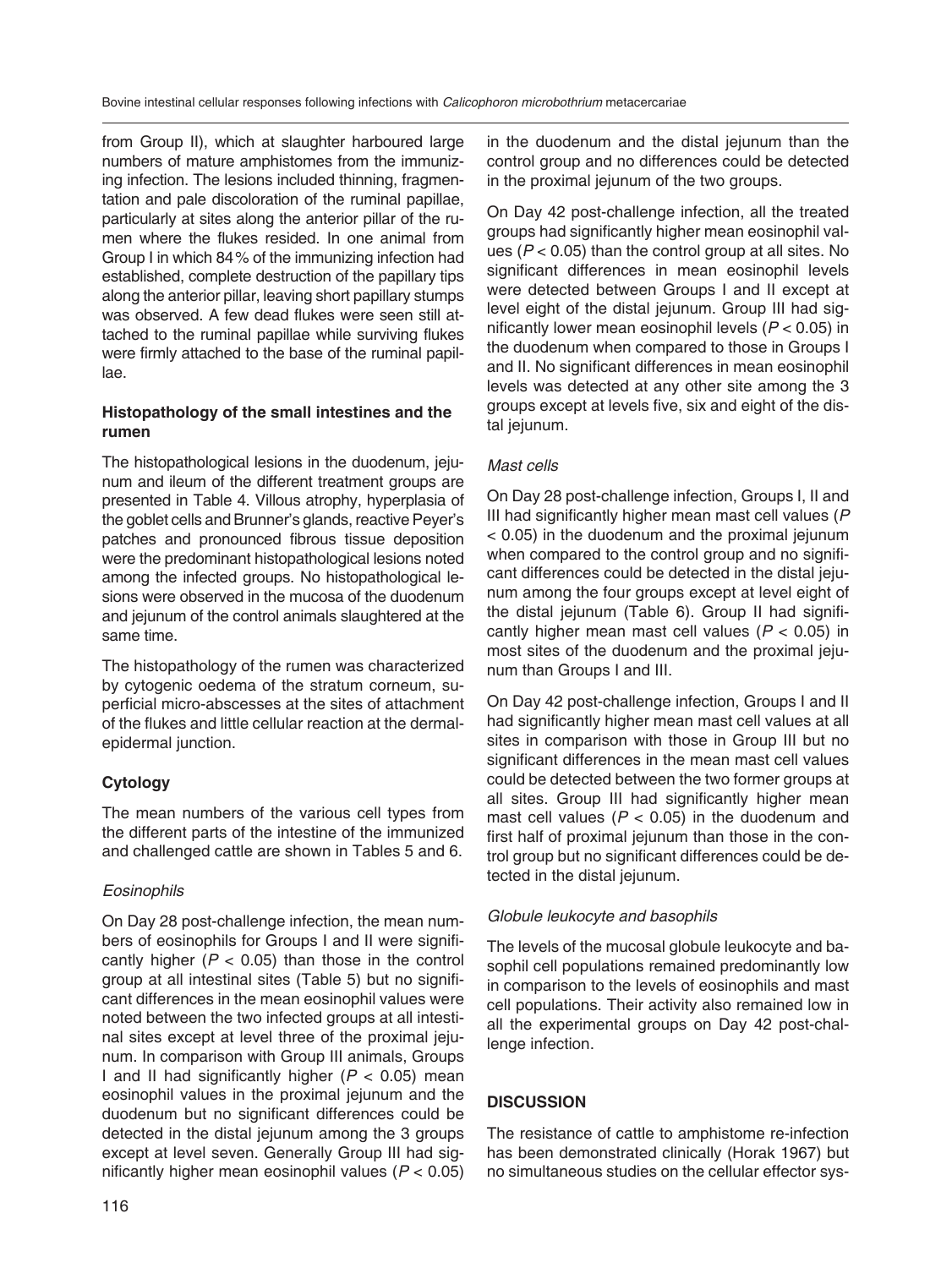from Group II), which at slaughter harboured large numbers of mature amphistomes from the immunizing infection. The lesions included thinning, fragmentation and pale discoloration of the ruminal papillae, particularly at sites along the anterior pillar of the rumen where the flukes resided. In one animal from Group I in which 84 % of the immunizing infection had established, complete destruction of the papillary tips along the anterior pillar, leaving short papillary stumps was observed. A few dead flukes were seen still attached to the ruminal papillae while surviving flukes were firmly attached to the base of the ruminal papillae.

### Histopathology of the small intestines and the rumen

The histopathological lesions in the duodenum, jejunum and ileum of the different treatment groups are presented in Table 4. Villous atrophy, hyperplasia of the goblet cells and Brunner's glands, reactive Peyer's patches and pronounced fibrous tissue deposition were the predominant histopathological lesions noted among the infected groups. No histopathological lesions were observed in the mucosa of the duodenum and jejunum of the control animals slaughtered at the same time.

The histopathology of the rumen was characterized by cytogenic oedema of the stratum corneum, superficial micro-abscesses at the sites of attachment of the flukes and little cellular reaction at the dermal-epidermal junction.

## Cytology

The mean numbers of the various cell types from the different parts of the intestine of the immunized and challenged cattle are shown in Tables 5 and 6.

### *Eosinophils*

On Day 28 post-challenge infection, the mean numbers of eosinophils for Groups I and II were significantly higher ($P < 0.05$) than those in the control group at all intestinal sites (Table 5) but no significant differences in the mean eosinophil values were noted between the two infected groups at all intestinal sites except at level three of the proximal jejunum. In comparison with Group III animals, Groups I and II had significantly higher ($P < 0.05$) mean eosinophil values in the proximal jejunum and the duodenum but no significant differences could be detected in the distal jejunum among the 3 groups except at level seven. Generally Group III had significantly higher mean eosinophil values ($P < 0.05$) in the duodenum and the distal jejunum than the control group and no differences could be detected in the proximal jejunum of the two groups.

On Day 42 post-challenge infection, all the treated groups had significantly higher mean eosinophil values ($P < 0.05$) than the control group at all sites. No significant differences in mean eosinophil levels were detected between Groups I and II except at level eight of the distal jejunum. Group III had significantly lower mean eosinophil levels ($P < 0.05$) in the duodenum when compared to those in Groups I and II. No significant differences in mean eosinophil levels was detected at any other site among the 3 groups except at levels five, six and eight of the distal jejunum.

### *Mast cells*

On Day 28 post-challenge infection, Groups I, II and III had significantly higher mean mast cell values ($P < 0.05$) in the duodenum and the proximal jejunum when compared to the control group and no significant differences could be detected in the distal jejunum among the four groups except at level eight of the distal jejunum (Table 6). Group II had significantly higher mean mast cell values ($P < 0.05$) in most sites of the duodenum and the proximal jejunum than Groups I and III.

On Day 42 post-challenge infection, Groups I and II had significantly higher mean mast cell values at all sites in comparison with those in Group III but no significant differences in the mean mast cell values could be detected between the two former groups at all sites. Group III had significantly higher mean mast cell values ($P < 0.05$) in the duodenum and first half of proximal jejunum than those in the control group but no significant differences could be detected in the distal jejunum.

### *Globule leukocyte and basophils*

The levels of the mucosal globule leukocyte and basophil cell populations remained predominantly low in comparison to the levels of eosinophils and mast cell populations. Their activity also remained low in all the experimental groups on Day 42 post-challenge infection.

## DISCUSSION

The resistance of cattle to amphistome re-infection has been demonstrated clinically (Horak 1967) but no simultaneous studies on the cellular effector sys-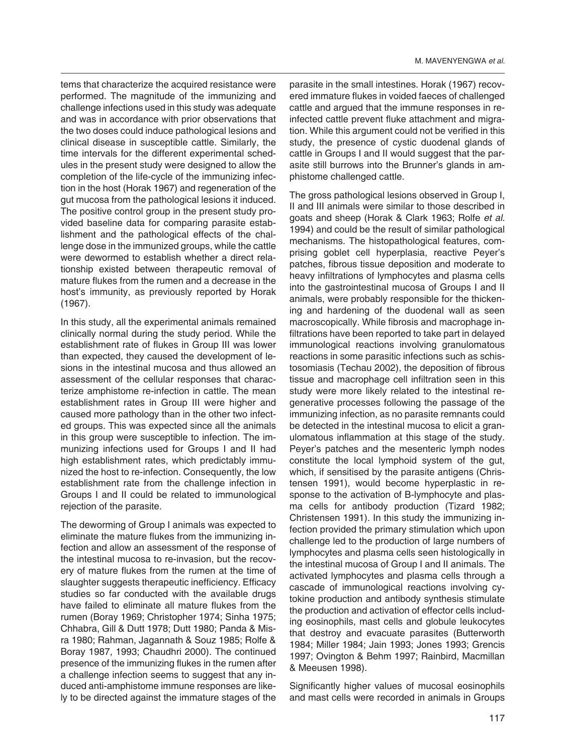tems that characterize the acquired resistance were performed. The magnitude of the immunizing and challenge infections used in this study was adequate and was in accordance with prior observations that the two doses could induce pathological lesions and clinical disease in susceptible cattle. Similarly, the time intervals for the different experimental schedules in the present study were designed to allow the completion of the life-cycle of the immunizing infection in the host (Horak 1967) and regeneration of the gut mucosa from the pathological lesions it induced. The positive control group in the present study provided baseline data for comparing parasite establishment and the pathological effects of the challenge dose in the immunized groups, while the cattle were dewormed to establish whether a direct relationship existed between therapeutic removal of mature flukes from the rumen and a decrease in the host's immunity, as previously reported by Horak (1967).

In this study, all the experimental animals remained clinically normal during the study period. While the establishment rate of flukes in Group III was lower than expected, they caused the development of lesions in the intestinal mucosa and thus allowed an assessment of the cellular responses that characterize amphistome re-infection in cattle. The mean establishment rates in Group III were higher and caused more pathology than in the other two infected groups. This was expected since all the animals in this group were susceptible to infection. The immunizing infections used for Groups I and II had high establishment rates, which predictably immunized the host to re-infection. Consequently, the low establishment rate from the challenge infection in Groups I and II could be related to immunological rejection of the parasite.

The deworming of Group I animals was expected to eliminate the mature flukes from the immunizing infection and allow an assessment of the response of the intestinal mucosa to re-invasion, but the recovery of mature flukes from the rumen at the time of slaughter suggests therapeutic inefficiency. Efficacy studies so far conducted with the available drugs have failed to eliminate all mature flukes from the rumen (Boray 1969; Christopher 1974; Sinha 1975; Chhabra, Gill & Dutt 1978; Dutt 1980; Panda & Misra 1980; Rahman, Jagannath & Souz 1985; Rolfe & Boray 1987, 1993; Chaudhri 2000). The continued presence of the immunizing flukes in the rumen after a challenge infection seems to suggest that any induced anti-amphistome immune responses are likely to be directed against the immature stages of the parasite in the small intestines. Horak (1967) recovered immature flukes in voided faeces of challenged cattle and argued that the immune responses in re-infected cattle prevent fluke attachment and migration. While this argument could not be verified in this study, the presence of cystic duodenal glands of cattle in Groups I and II would suggest that the parasite still burrows into the Brunner's glands in amphistome challenged cattle.

The gross pathological lesions observed in Group I, II and III animals were similar to those described in goats and sheep (Horak & Clark 1963; Rolfe *et al.* 1994) and could be the result of similar pathological mechanisms. The histopathological features, comprising goblet cell hyperplasia, reactive Peyer's patches, fibrous tissue deposition and moderate to heavy infiltrations of lymphocytes and plasma cells into the gastrointestinal mucosa of Groups I and II animals, were probably responsible for the thickening and hardening of the duodenal wall as seen macroscopically. While fibrosis and macrophage infiltrations have been reported to take part in delayed immunological reactions involving granulomatous reactions in some parasitic infections such as schistosomiasis (Techau 2002), the deposition of fibrous tissue and macrophage cell infiltration seen in this study were more likely related to the intestinal regenerative processes following the passage of the immunizing infection, as no parasite remnants could be detected in the intestinal mucosa to elicit a granulomatous inflammation at this stage of the study. Peyer's patches and the mesenteric lymph nodes constitute the local lymphoid system of the gut, which, if sensitised by the parasite antigens (Christensen 1991), would become hyperplastic in response to the activation of B-lymphocyte and plasma cells for antibody production (Tizard 1982; Christensen 1991). In this study the immunizing infection provided the primary stimulation which upon challenge led to the production of large numbers of lymphocytes and plasma cells seen histologically in the intestinal mucosa of Group I and II animals. The activated lymphocytes and plasma cells through a cascade of immunological reactions involving cytokine production and antibody synthesis stimulate the production and activation of effector cells including eosinophils, mast cells and globule leukocytes that destroy and evacuate parasites (Butterworth 1984; Miller 1984; Jain 1993; Jones 1993; Grencis 1997; Ovington & Behm 1997; Rainbird, Macmillan & Meeusen 1998).

Significantly higher values of mucosal eosinophils and mast cells were recorded in animals in Groups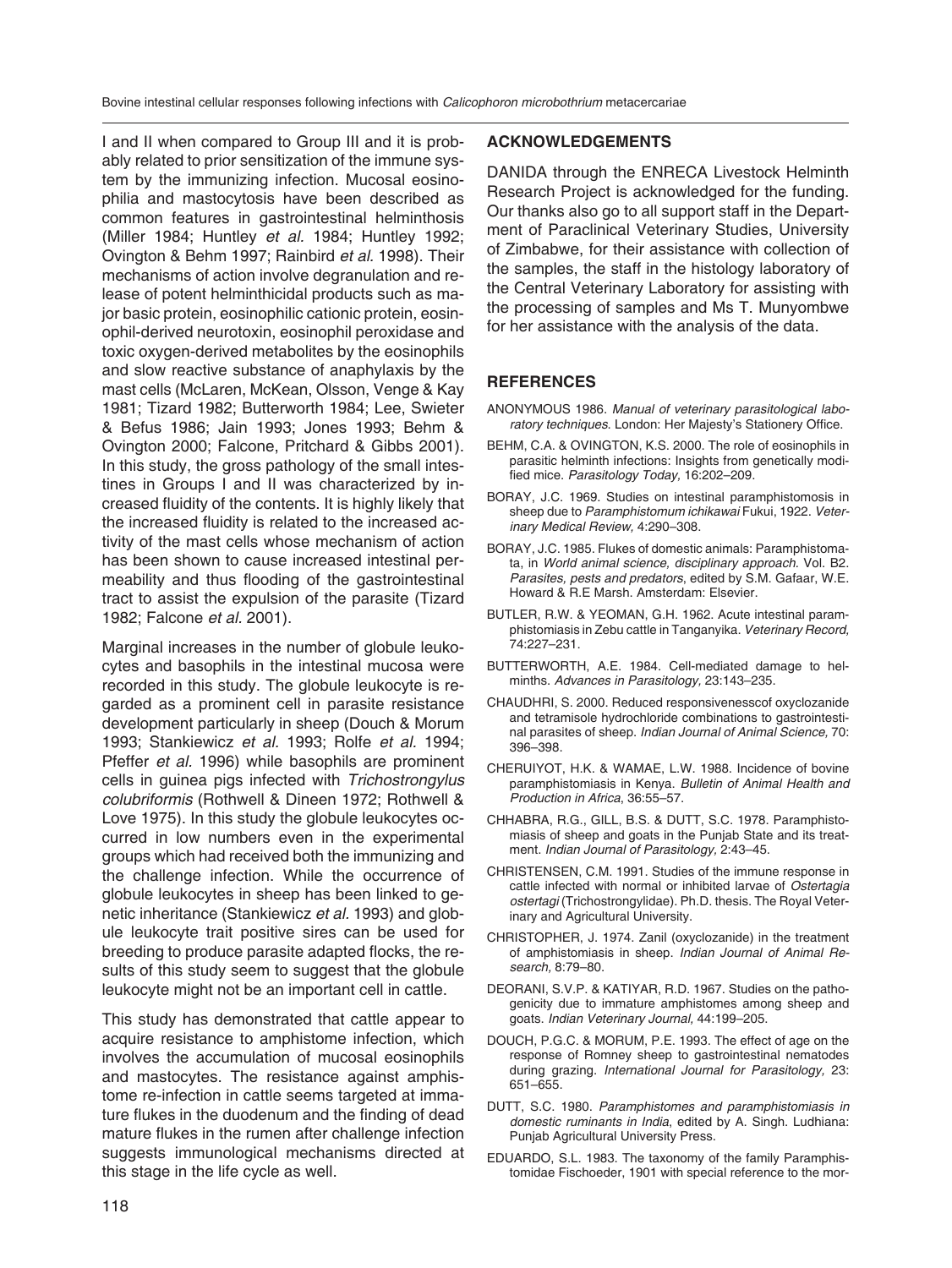I and II when compared to Group III and it is probably related to prior sensitization of the immune system by the immunizing infection. Mucosal eosinophilia and mastocytosis have been described as common features in gastrointestinal helminthosis (Miller 1984; Huntley *et al.* 1984; Huntley 1992; Ovington & Behm 1997; Rainbird *et al.* 1998). Their mechanisms of action involve degranulation and release of potent helminthicidal products such as major basic protein, eosinophilic cationic protein, eosinophil-derived neurotoxin, eosinophil peroxidase and toxic oxygen-derived metabolites by the eosinophils and slow reactive substance of anaphylaxis by the mast cells (McLaren, McKean, Olsson, Venge & Kay 1981; Tizard 1982; Butterworth 1984; Lee, Swieter & Befus 1986; Jain 1993; Jones 1993; Behm & Ovington 2000; Falcone, Pritchard & Gibbs 2001). In this study, the gross pathology of the small intestines in Groups I and II was characterized by increased fluidity of the contents. It is highly likely that the increased fluidity is related to the increased activity of the mast cells whose mechanism of action has been shown to cause increased intestinal permeability and thus flooding of the gastrointestinal tract to assist the expulsion of the parasite (Tizard 1982; Falcone *et al.* 2001).

Marginal increases in the number of globule leukocytes and basophils in the intestinal mucosa were recorded in this study. The globule leukocyte is regarded as a prominent cell in parasite resistance development particularly in sheep (Douch & Morum 1993; Stankiewicz *et al.* 1993; Rolfe *et al.* 1994; Pfeffer *et al.* 1996) while basophils are prominent cells in guinea pigs infected with *Trichostrongylus colubriformis* (Rothwell & Dineen 1972; Rothwell & Love 1975). In this study the globule leukocytes occurred in low numbers even in the experimental groups which had received both the immunizing and the challenge infection. While the occurrence of globule leukocytes in sheep has been linked to genetic inheritance (Stankiewicz *et al.* 1993) and globule leukocyte trait positive sires can be used for breeding to produce parasite adapted flocks, the results of this study seem to suggest that the globule leukocyte might not be an important cell in cattle.

This study has demonstrated that cattle appear to acquire resistance to amphistome infection, which involves the accumulation of mucosal eosinophils and mastocytes. The resistance against amphistome re-infection in cattle seems targeted at immature flukes in the duodenum and the finding of dead mature flukes in the rumen after challenge infection suggests immunological mechanisms directed at this stage in the life cycle as well.

## ACKNOWLEDGEMENTS

DANIDA through the ENRECA Livestock Helminth Research Project is acknowledged for the funding. Our thanks also go to all support staff in the Department of Paraclinical Veterinary Studies, University of Zimbabwe, for their assistance with collection of the samples, the staff in the histology laboratory of the Central Veterinary Laboratory for assisting with the processing of samples and Ms T. Munyombwe for her assistance with the analysis of the data.

## REFERENCES

ANONYMOUS 1986. *Manual of veterinary parasitological laboratory techniques*. London: Her Majesty's Stationery Office.

BEHM, C.A. & OVINGTON, K.S. 2000. The role of eosinophils in parasitic helminth infections: Insights from genetically modified mice. *Parasitology Today,* 16:202–209.

BORAY, J.C. 1969. Studies on intestinal paramphistomosis in sheep due to *Paramphistomum ichikawai* Fukui, 1922. *Veterinary Medical Review,* 4:290–308.

BORAY, J.C. 1985. Flukes of domestic animals: Paramphistomata, in *World animal science, disciplinary approach*. Vol. B2. *Parasites, pests and predators*, edited by S.M. Gafaar, W.E. Howard & R.E Marsh. Amsterdam: Elsevier.

BUTLER, R.W. & YEOMAN, G.H. 1962. Acute intestinal paramphistomiasis in Zebu cattle in Tanganyika. *Veterinary Record,* 74:227–231.

BUTTERWORTH, A.E. 1984. Cell-mediated damage to helminths. *Advances in Parasitology,* 23:143–235.

CHAUDHRI, S. 2000. Reduced responsivenesscof oxyclozanide and tetramisole hydrochloride combinations to gastrointestinal parasites of sheep. *Indian Journal of Animal Science,* 70: 396–398.

CHERUIYOT, H.K. & WAMAE, L.W. 1988. Incidence of bovine paramphistomiasis in Kenya. *Bulletin of Animal Health and Production in Africa*, 36:55–57.

CHHABRA, R.G., GILL, B.S. & DUTT, S.C. 1978. Paramphistomiasis of sheep and goats in the Punjab State and its treatment. *Indian Journal of Parasitology,* 2:43–45.

CHRISTENSEN, C.M. 1991. Studies of the immune response in cattle infected with normal or inhibited larvae of *Ostertagia ostertagi* (Trichostrongylidae). Ph.D. thesis. The Royal Veterinary and Agricultural University.

CHRISTOPHER, J. 1974. Zanil (oxyclozanide) in the treatment of amphistomiasis in sheep. *Indian Journal of Animal Research,* 8:79–80.

DEORANI, S.V.P. & KATIYAR, R.D. 1967. Studies on the pathogenicity due to immature amphistomes among sheep and goats. *Indian Veterinary Journal,* 44:199–205.

DOUCH, P.G.C. & MORUM, P.E. 1993. The effect of age on the response of Romney sheep to gastrointestinal nematodes during grazing. *International Journal for Parasitology,* 23: 651–655.

DUTT, S.C. 1980. *Paramphistomes and paramphistomiasis in domestic ruminants in India*, edited by A. Singh. Ludhiana: Punjab Agricultural University Press.

EDUARDO, S.L. 1983. The taxonomy of the family Paramphistomidae Fischoeder, 1901 with special reference to the mor-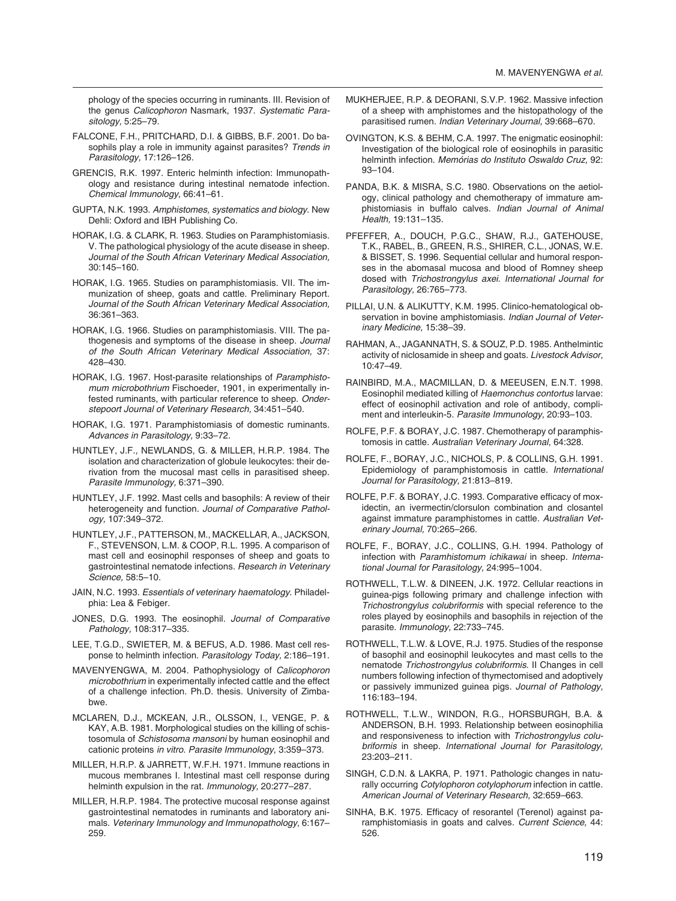phology of the species occurring in ruminants. III. Revision of the genus *Calicophoron* Nasmark, 1937. *Systematic Parasitology,* 5:25–79.

FALCONE, F.H., PRITCHARD, D.I. & GIBBS, B.F. 2001. Do basophils play a role in immunity against parasites? *Trends in Parasitology,* 17:126–126.

GRENCIS, R.K. 1997. Enteric helminth infection: Immunopathology and resistance during intestinal nematode infection. *Chemical Immunology,* 66:41–61.

GUPTA, N.K. 1993. *Amphistomes, systematics and biology*. New Dehli: Oxford and IBH Publishing Co.

HORAK, I.G. & CLARK, R. 1963. Studies on Paramphistomiasis. V. The pathological physiology of the acute disease in sheep. *Journal of the South African Veterinary Medical Association,* 30:145–160.

HORAK, I.G. 1965. Studies on paramphistomiasis. VII. The immunization of sheep, goats and cattle. Preliminary Report. *Journal of the South African Veterinary Medical Association,* 36:361–363.

HORAK, I.G. 1966. Studies on paramphistomiasis. VIII. The pathogenesis and symptoms of the disease in sheep. *Journal of the South African Veterinary Medical Association,* 37: 428–430.

HORAK, I.G. 1967. Host-parasite relationships of *Paramphistomum microbothrium* Fischoeder, 1901, in experimentally infested ruminants, with particular reference to sheep. *Onderstepoort Journal of Veterinary Research,* 34:451–540.

HORAK, I.G. 1971. Paramphistomiasis of domestic ruminants. *Advances in Parasitology,* 9:33–72.

HUNTLEY, J.F., NEWLANDS, G. & MILLER, H.R.P. 1984. The isolation and characterization of globule leukocytes: their derivation from the mucosal mast cells in parasitised sheep. *Parasite Immunology,* 6:371–390.

HUNTLEY, J.F. 1992. Mast cells and basophils: A review of their heterogeneity and function. *Journal of Comparative Pathology,* 107:349–372.

HUNTLEY, J.F., PATTERSON, M., MACKELLAR, A., JACKSON, F., STEVENSON, L.M. & COOP, R.L. 1995. A comparison of mast cell and eosinophil responses of sheep and goats to gastrointestinal nematode infections. *Research in Veterinary Science,* 58:5–10.

JAIN, N.C. 1993. *Essentials of veterinary haematology*. Philadelphia: Lea & Febiger.

JONES, D.G. 1993. The eosinophil. *Journal of Comparative Pathology,* 108:317–335.

LEE, T.G.D., SWIETER, M. & BEFUS, A.D. 1986. Mast cell response to helminth infection. *Parasitology Today,* 2:186–191.

MAVENYENGWA, M. 2004. Pathophysiology of *Calicophoron microbothrium* in experimentally infected cattle and the effect of a challenge infection. Ph.D. thesis. University of Zimbabwe.

MCLAREN, D.J., MCKEAN, J.R., OLSSON, I., VENGE, P. & KAY, A.B. 1981. Morphological studies on the killing of schistosomula of *Schistosoma mansoni* by human eosinophil and cationic proteins *in vitro*. *Parasite Immunology,* 3:359–373.

MILLER, H.R.P. & JARRETT, W.F.H. 1971. Immune reactions in mucous membranes I. Intestinal mast cell response during helminth expulsion in the rat. *Immunology,* 20:277–287.

MILLER, H.R.P. 1984. The protective mucosal response against gastrointestinal nematodes in ruminants and laboratory animals. *Veterinary Immunology and Immunopathology*, 6:167–259.

MUKHERJEE, R.P. & DEORANI, S.V.P. 1962. Massive infection of a sheep with amphistomes and the histopathology of the parasitised rumen. *Indian Veterinary Journal,* 39:668–670.

OVINGTON, K.S. & BEHM, C.A. 1997. The enigmatic eosinophil: Investigation of the biological role of eosinophils in parasitic helminth infection. *Memórias do Instituto Oswaldo Cruz,* 92: 93–104.

PANDA, B.K. & MISRA, S.C. 1980. Observations on the aetiology, clinical pathology and chemotherapy of immature amphistomiasis in buffalo calves. *Indian Journal of Animal Health,* 19:131–135.

PFEFFER, A., DOUCH, P.G.C., SHAW, R.J., GATEHOUSE, T.K., RABEL, B., GREEN, R.S., SHIRER, C.L., JONAS, W.E. & BISSET, S. 1996. Sequential cellular and humoral responses in the abomasal mucosa and blood of Romney sheep dosed with *Trichostrongylus axei*. *International Journal for Parasitology,* 26:765–773.

PILLAI, U.N. & ALIKUTTY, K.M. 1995. Clinico-hematological observation in bovine amphistomiasis. *Indian Journal of Veterinary Medicine,* 15:38–39.

RAHMAN, A., JAGANNATH, S. & SOUZ, P.D. 1985. Anthelmintic activity of niclosamide in sheep and goats. *Livestock Advisor,* 10:47–49.

RAINBIRD, M.A., MACMILLAN, D. & MEEUSEN, E.N.T. 1998. Eosinophil mediated killing of *Haemonchus contortus* larvae: effect of eosinophil activation and role of antibody, compliment and interleukin-5. *Parasite Immunology,* 20:93–103.

ROLFE, P.F. & BORAY, J.C. 1987. Chemotherapy of paramphistomosis in cattle. *Australian Veterinary Journal,* 64:328.

ROLFE, F., BORAY, J.C., NICHOLS, P. & COLLINS, G.H. 1991. Epidemiology of paramphistomosis in cattle. *International Journal for Parasitology,* 21:813–819.

ROLFE, P.F. & BORAY, J.C. 1993. Comparative efficacy of moxidectin, an ivermectin/clorsulon combination and closantel against immature paramphistomes in cattle. *Australian Veterinary Journal,* 70:265–266.

ROLFE, F., BORAY, J.C., COLLINS, G.H. 1994. Pathology of infection with *Paramphistomum ichikawai* in sheep. *International Journal for Parasitology,* 24:995–1004.

ROTHWELL, T.L.W. & DINEEN, J.K. 1972. Cellular reactions in guinea-pigs following primary and challenge infection with *Trichostrongylus colubriformis* with special reference to the roles played by eosinophils and basophils in rejection of the parasite. *Immunology,* 22:733–745.

ROTHWELL, T.L.W. & LOVE, R.J. 1975. Studies of the response of basophil and eosinophil leukocytes and mast cells to the nematode *Trichostrongylus colubriformis*. II Changes in cell numbers following infection of thymectomised and adoptively or passively immunized guinea pigs. *Journal of Pathology,* 116:183–194.

ROTHWELL, T.L.W., WINDON, R.G., HORSBURGH, B.A. & ANDERSON, B.H. 1993. Relationship between eosinophilia and responsiveness to infection with *Trichostrongylus colubriformis* in sheep. *International Journal for Parasitology,* 23:203–211.

SINGH, C.D.N. & LAKRA, P. 1971. Pathologic changes in naturally occurring *Cotylophoron cotylophorum* infection in cattle. *American Journal of Veterinary Research,* 32:659–663.

SINHA, B.K. 1975. Efficacy of resorantel (Terenol) against paramphistomiasis in goats and calves. *Current Science,* 44: 526.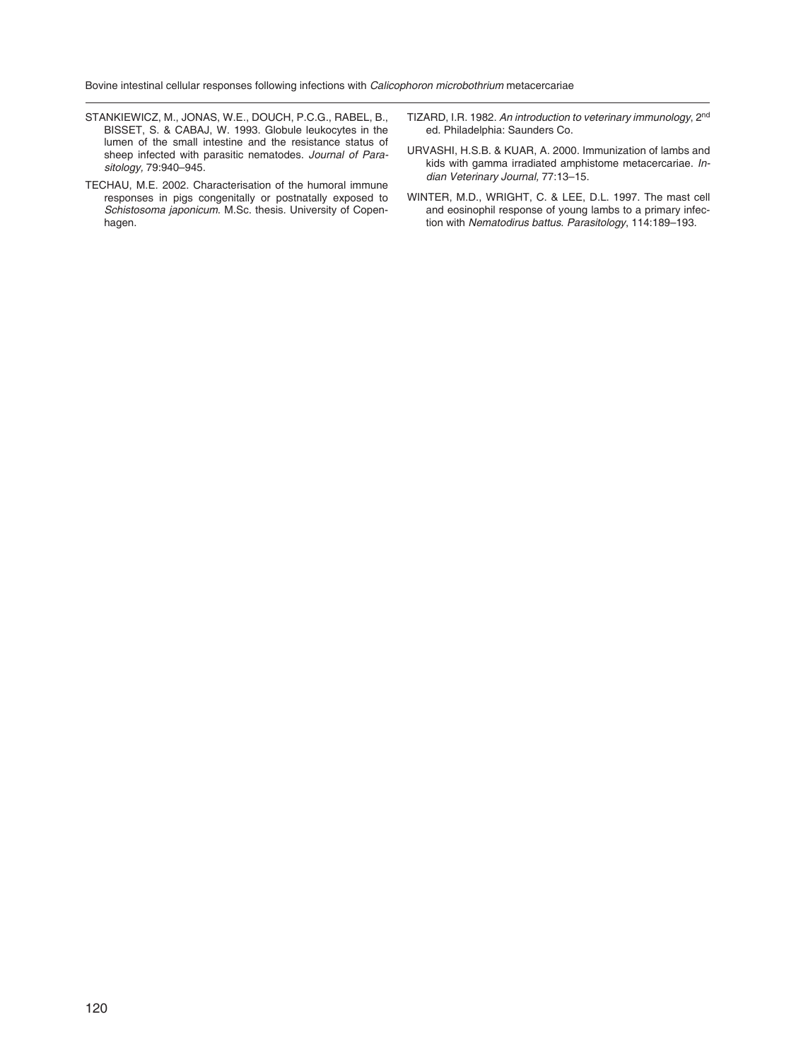STANKIEWICZ, M., JONAS, W.E., DOUCH, P.C.G., RABEL, B., BISSET, S. & CABAJ, W. 1993. Globule leukocytes in the lumen of the small intestine and the resistance status of sheep infected with parasitic nematodes. *Journal of Parasitology,* 79:940–945.

TECHAU, M.E. 2002. Characterisation of the humoral immune responses in pigs congenitally or postnatally exposed to *Schistosoma japonicum*. M.Sc. thesis. University of Copenhagen.

TIZARD, I.R. 1982. *An introduction to veterinary immunology*, 2nd ed. Philadelphia: Saunders Co.

URVASHI, H.S.B. & KUAR, A. 2000. Immunization of lambs and kids with gamma irradiated amphistome metacercariae. *Indian Veterinary Journal,* 77:13–15.

WINTER, M.D., WRIGHT, C. & LEE, D.L. 1997. The mast cell and eosinophil response of young lambs to a primary infection with *Nematodirus battus*. *Parasitology*, 114:189–193.